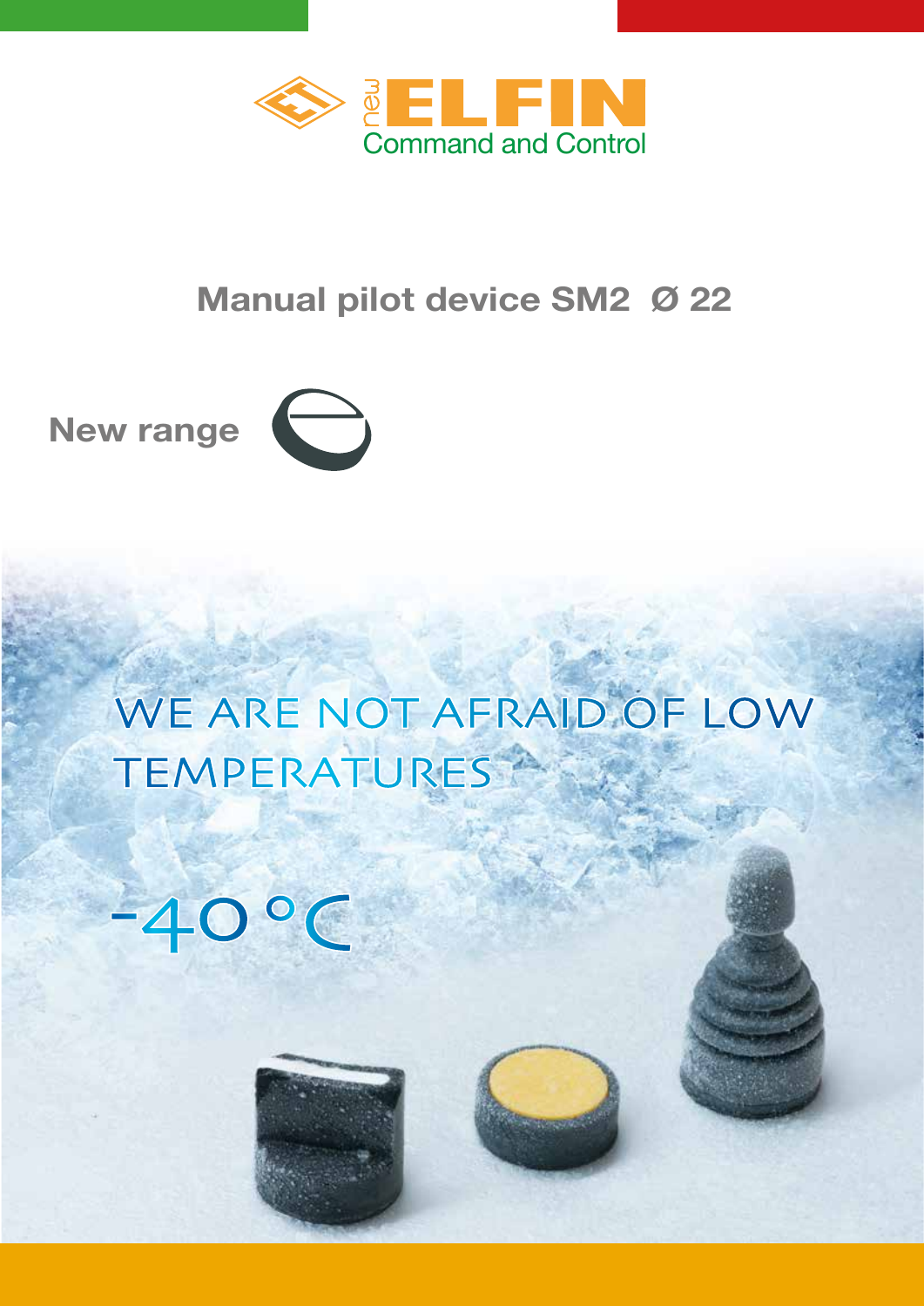new ELFIN

Command and Control

# Manual pilot device SM2 Ø 22

New range

## WE ARE NOT AFRAID OF LOW TEMPERATURES

-40 °C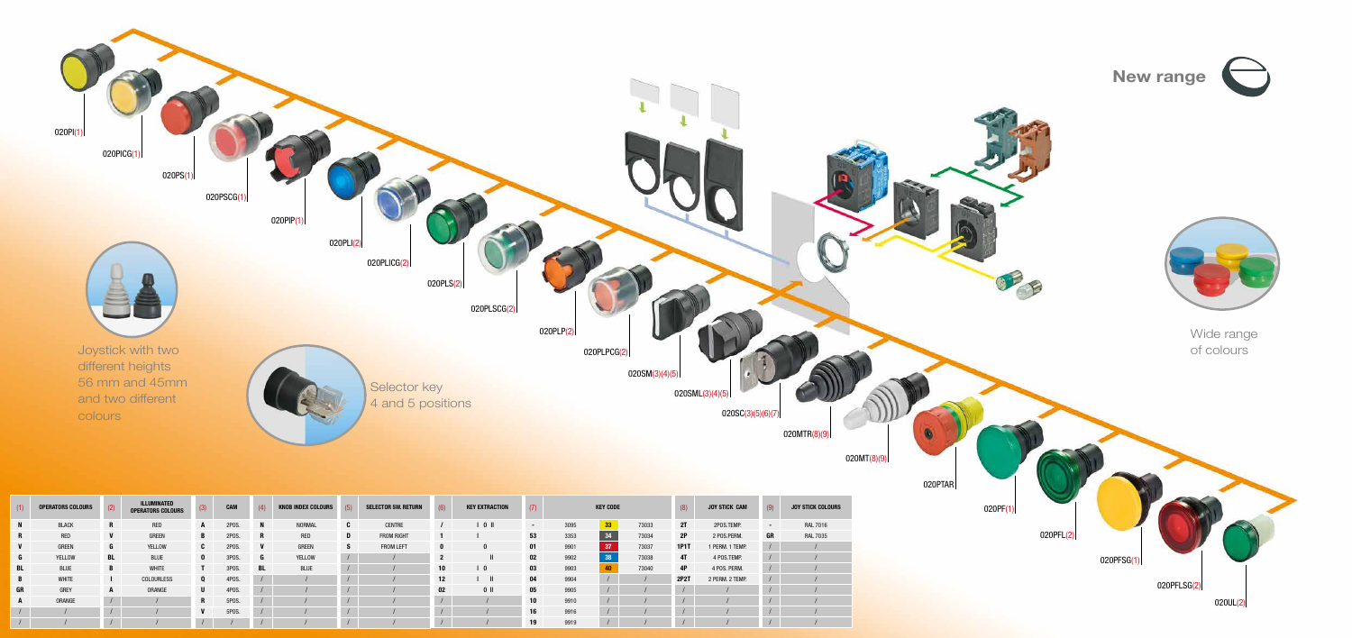# New range

020PI(1)

020PICG(1)

020PS(1)

020PSCG(1)

020PIP(1)

020PLI(2)

020PLICG(2)

020PLS(2)

020PLSCG(2)

020PLP(2)

020PLPCG(2)

020SM(3)(4)(5)

020SML(3)(4)(5)

020SC(3)(5)(6)(7)

020MTR(8)(9)

020MT(8)(9)

020PTAR

020PF(1)

020PFL(2)

020PFSG(1)

020PFLSG(2)

020UL(2)

Joystick with two different heights 56 mm and 45mm and two different colours

Selector key 4 and 5 positions

Wide range of colours

| (1) | OPERATORS COLOURS | (2) | ILLUMINATED OPERATORS COLOURS | (3) | CAM | (4) | KNOB INDEX COLOURS | (5) | SELECTOR SW. RETURN | (6) | KEY EXTRACTION | (7) | KEY CODE | | | (8) | JOY STICK CAM | (9) | JOY STICK COLOURS |
|---|---|---|---|---|---|---|---|---|---|---|---|---|---|---|---|---|---|---|---|
| N | BLACK | R | RED | A | 2POS. | N | NORMAL | C | CENTRE | / | I 0 II | - | 3095 | 33 | 73033 | 2T | 2POS.TEMP. | - | RAL 7016 |
| R | RED | V | GREEN | B | 2POS. | R | RED | D | FROM RIGHT | 1 | I | 53 | 3353 | 34 | 73034 | 2P | 2 POS.PERM. | GR | RAL 7035 |
| V | GREEN | G | YELLOW | C | 2POS. | V | GREEN | S | FROM LEFT | 0 | 0 | 01 | 9901 | 37 | 73037 | 1P1T | 1 PERM. 1 TEMP. | / | / |
| G | YELLOW | BL | BLUE | 0 | 3POS. | G | YELLOW | / | / | 2 | II | 02 | 9902 | 38 | 73038 | 4T | 4 POS.TEMP. | / | / |
| BL | BLUE | B | WHITE | T | 3POS. | BL | BLUE | / | / | 10 | I 0 | 03 | 9903 | 40 | 73040 | 4P | 4 POS. PERM. | / | / |
| B | WHITE | I | COLOURLESS | Q | 4POS. | / | / | / | / | 12 | I II | 04 | 9904 | / | / | 2P2T | 2 PERM. 2 TEMP. | / | / |
| GR | GREY | A | ORANGE | U | 4POS. | / | / | / | / | 02 | 0 II | 05 | 9905 | / | / | / | / | / | / |
| A | ORANGE | / | / | R | 5POS. | / | / | / | / | / | / | 10 | 9910 | / | / | / | / | / | / |
| / | / | / | / | V | 5POS. | / | / | / | / | / | / | 16 | 9916 | / | / | / | / | / | / |
| / | / | / | / | / | / | / | / | / | / | / | / | 19 | 9919 | / | / | / | / | / | / |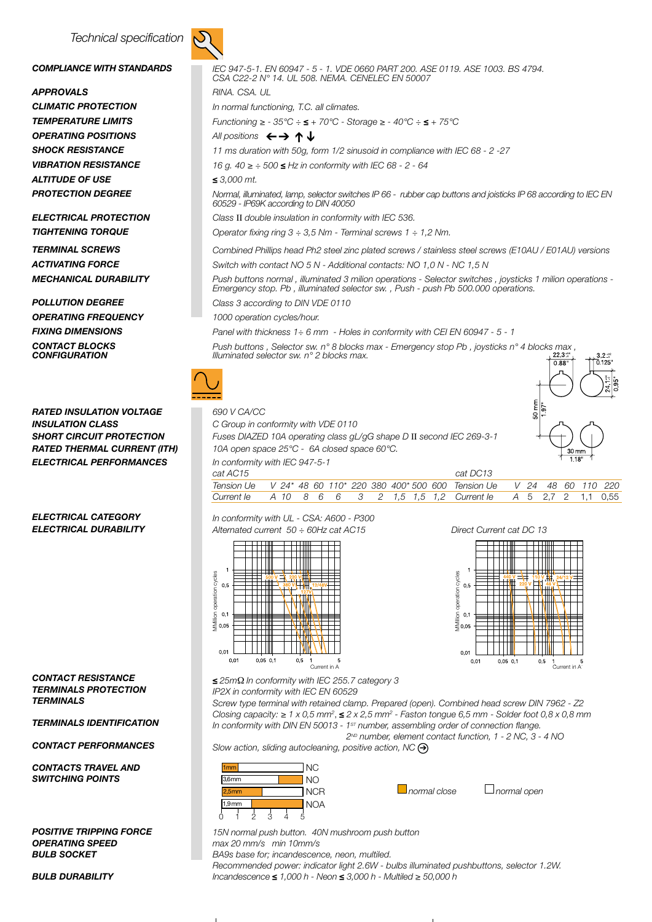# Technical specification

**COMPLIANCE WITH STANDARDS** — *IEC 947-5-1. EN 60947 - 5 - 1. VDE 0660 PART 200. ASE 0119. ASE 1003. BS 4794. CSA C22-2 N° 14. UL 508. NEMA. CENELEC EN 50007*

**APPROVALS** — *RINA. CSA. UL*

**CLIMATIC PROTECTION** — *In normal functioning, T.C. all climates.*

**TEMPERATURE LIMITS** — *Functioning ≥ - 35°C ÷ ≤ + 70°C - Storage ≥ - 40°C ÷ ≤ + 75°C*

**OPERATING POSITIONS** — *All positions ←→ ↑↓*

**SHOCK RESISTANCE** — *11 ms duration with 50g, form 1/2 sinusoid in compliance with IEC 68 - 2 -27*

**VIBRATION RESISTANCE** — *16 g. 40 ≥ ÷ 500 ≤ Hz in conformity with IEC 68 - 2 - 64*

**ALTITUDE OF USE** — *≤ 3,000 mt.*

**PROTECTION DEGREE** — *Normal, illuminated, lamp, selector switches IP 66 - rubber cap buttons and joisticks IP 68 according to IEC EN 60529 - IP69K according to DIN 40050*

**ELECTRICAL PROTECTION** — *Class II double insulation in conformity with IEC 536.*

**TIGHTENING TORQUE** — *Operator fixing ring 3 ÷ 3,5 Nm - Terminal screws 1 ÷ 1,2 Nm.*

**TERMINAL SCREWS** — *Combined Phillips head Ph2 steel zinc plated screws / stainless steel screws (E10AU / E01AU) versions*

**ACTIVATING FORCE** — *Switch with contact NO 5 N - Additional contacts: NO 1,0 N - NC 1,5 N*

**MECHANICAL DURABILITY** — *Push buttons normal , illuminated 3 milion operations - Selector switches , joysticks 1 milion operations - Emergency stop. Pb , illuminated selector sw. , Push - push Pb 500.000 operations.*

**POLLUTION DEGREE** — *Class 3 according to DIN VDE 0110*

**OPERATING FREQUENCY** — *1000 operation cycles/hour.*

**FIXING DIMENSIONS** — *Panel with thickness 1÷ 6 mm - Holes in conformity with CEI EN 60947 - 5 - 1*

**CONTACT BLOCKS CONFIGURATION** — *Push buttons , Selector sw. n° 8 blocks max - Emergency stop Pb , joysticks n° 4 blocks max , Illuminated selector sw. n° 2 blocks max.*

*(Panel hole dimensions: 22,3 (0.88") – 3,2 (0.125") – 24,1 (0.95") – 50 mm (1.97") – 30 mm (1.18")*)

**RATED INSULATION VOLTAGE** — *690 V CA/CC*

**INSULATION CLASS** — *C Group in conformity with VDE 0110*

**SHORT CIRCUIT PROTECTION** — *Fuses DIAZED 10A operating class gL/gG shape D II second IEC 269-3-1*

**RATED THERMAL CURRENT (ITH)** — *10A open space 25°C - 6A closed space 60°C.*

**ELECTRICAL PERFORMANCES** — *In conformity with IEC 947-5-1*

| cat AC15 | | | | | | | | | | | | cat DC13 | | | | | | |
|---|---|---|---|---|---|---|---|---|---|---|---|---|---|---|---|---|---|---|
| Tension Ue | V | 24* | 48 | 60 | 110* | 220 | 380 | 400* | 500 | 600 | | Tension Ue | V | 24 | 48 | 60 | 110 | 220 |
| Current Ie | A | 10 | 8 | 6 | 6 | 3 | 2 | 1,5 | 1,5 | 1,2 | | Current Ie | A | 5 | 2,7 | 2 | 1,1 | 0,55 |

**ELECTRICAL CATEGORY** — *In conformity with UL - CSA: A600 - P300*

**ELECTRICAL DURABILITY** — *Alternated current 50 ÷ 60Hz cat AC15* / *Direct Current cat DC 13*

**CONTACT RESISTANCE** — *≤ 25mΩ In conformity with IEC 255.7 category 3*

**TERMINALS PROTECTION** — *IP2X in conformity with IEC EN 60529*

**TERMINALS** — *Screw type terminal with retained clamp. Prepared (open). Combined head screw DIN 7962 - Z2. Closing capacity: ≥ 1 x 0,5 mm², ≤ 2 x 2,5 mm² - Faston tongue 6,5 mm - Solder foot 0,8 x 0,8 mm*

**TERMINALS IDENTIFICATION** — *In conformity with DIN EN 50013 - 1ST number, assembling order of connection flange. 2ND number, element contact function, 1 - 2 NC, 3 - 4 NO*

**CONTACT PERFORMANCES** — *Slow action, sliding autocleaning, positive action, NC ⊖*

**CONTACTS TRAVEL AND SWITCHING POINTS**

| Travel | Contact |
|---|---|
| 1mm | NC |
| 3,6mm | NO |
| 2,5mm | NCR |
| 1,9mm | NOA |

*normal close* / *normal open*

**POSITIVE TRIPPING FORCE** — *15N normal push button. 40N mushroom push button*

**OPERATING SPEED** — *max 20 mm/s min 10mm/s*

**BULB SOCKET** — *BA9s base for; incandescence, neon, multiled. Recommended power: indicator light 2.6W - bulbs illuminated pushbuttons, selector 1.2W.*

**BULB DURABILITY** — *Incandescence ≤ 1,000 h - Neon ≤ 3,000 h - Multiled ≥ 50,000 h*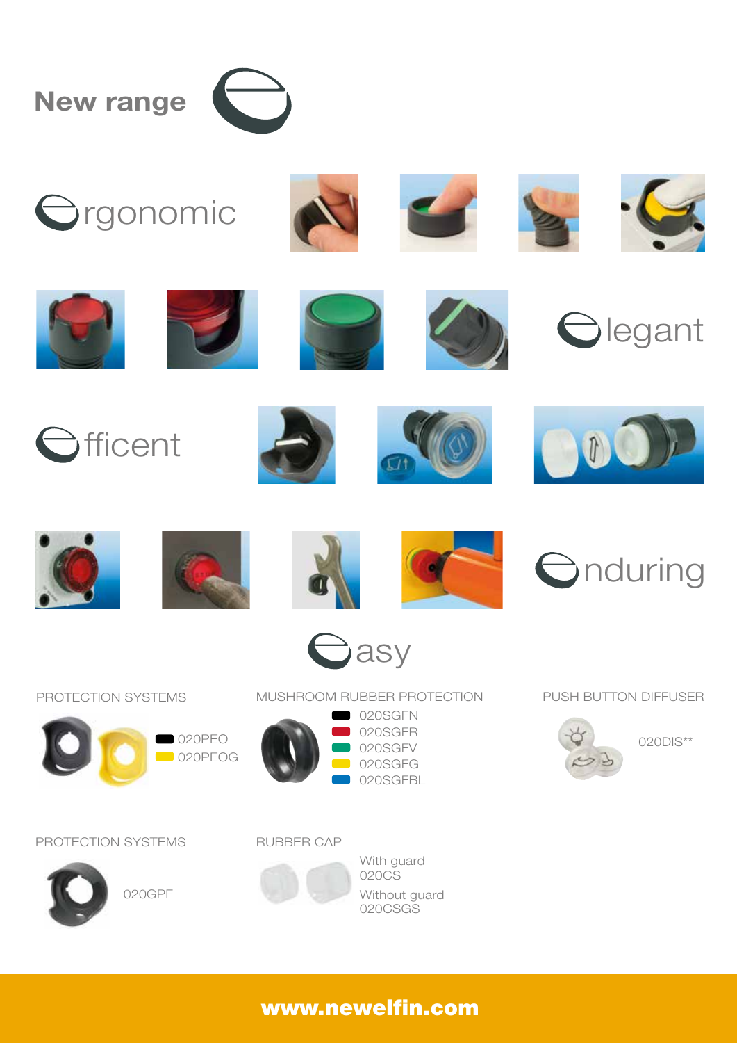# New range

Ergonomic

Elegant

Efficent

Enduring

Easy

## PROTECTION SYSTEMS

- 020PEO
- 020PEOG

## MUSHROOM RUBBER PROTECTION

- 020SGFN
- 020SGFR
- 020SGFV
- 020SGFG
- 020SGFBL

## PUSH BUTTON DIFFUSER

020DIS**

## PROTECTION SYSTEMS

020GPF

## RUBBER CAP

With guard
020CS

Without guard
020CSGS

**www.newelfin.com**